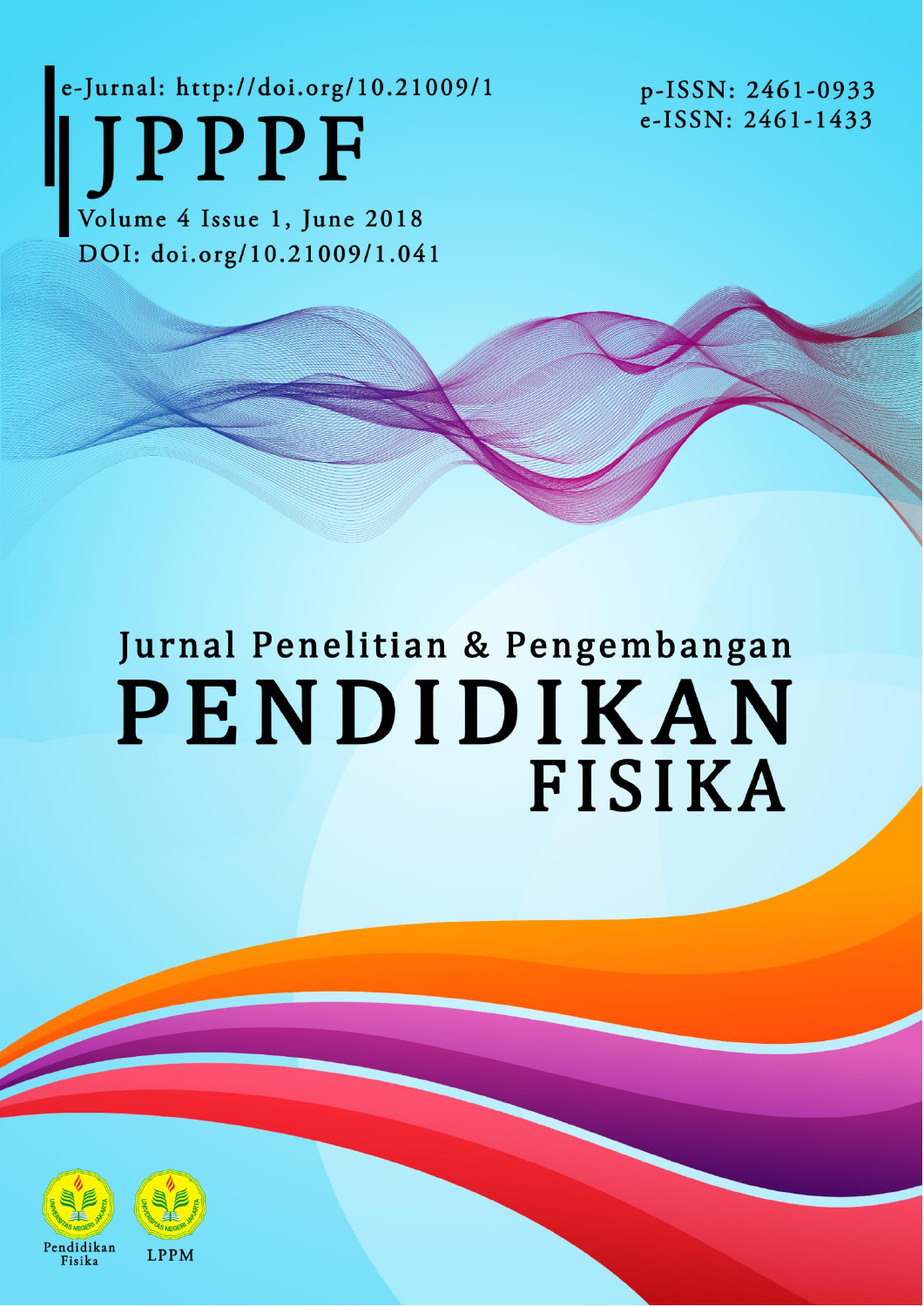e-Jurnal: http://doi.org/10.21009/1

# JPPPF

Volume 4 Issue 1, June 2018

DOI: doi.org/10.21009/1.041

p-ISSN: 2461-0933

e-ISSN: 2461-1433

## Jurnal Penelitian & Pengembangan

# PENDIDIKAN FISIKA

Pendidikan Fisika

LPPM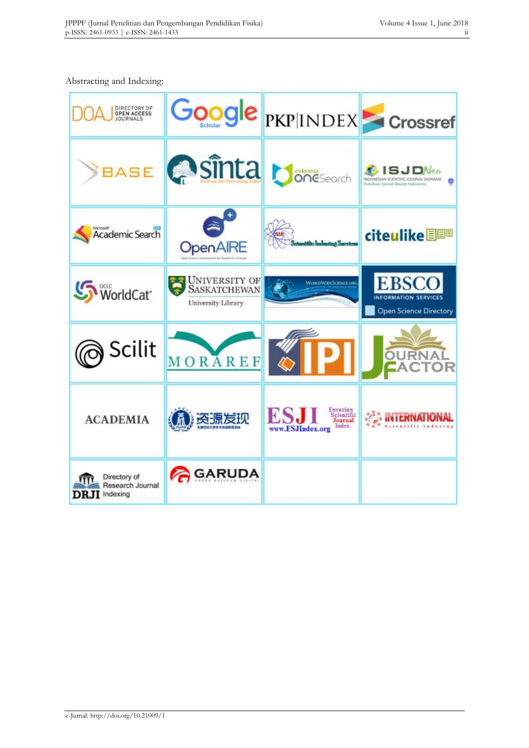Abstracting and Indexing: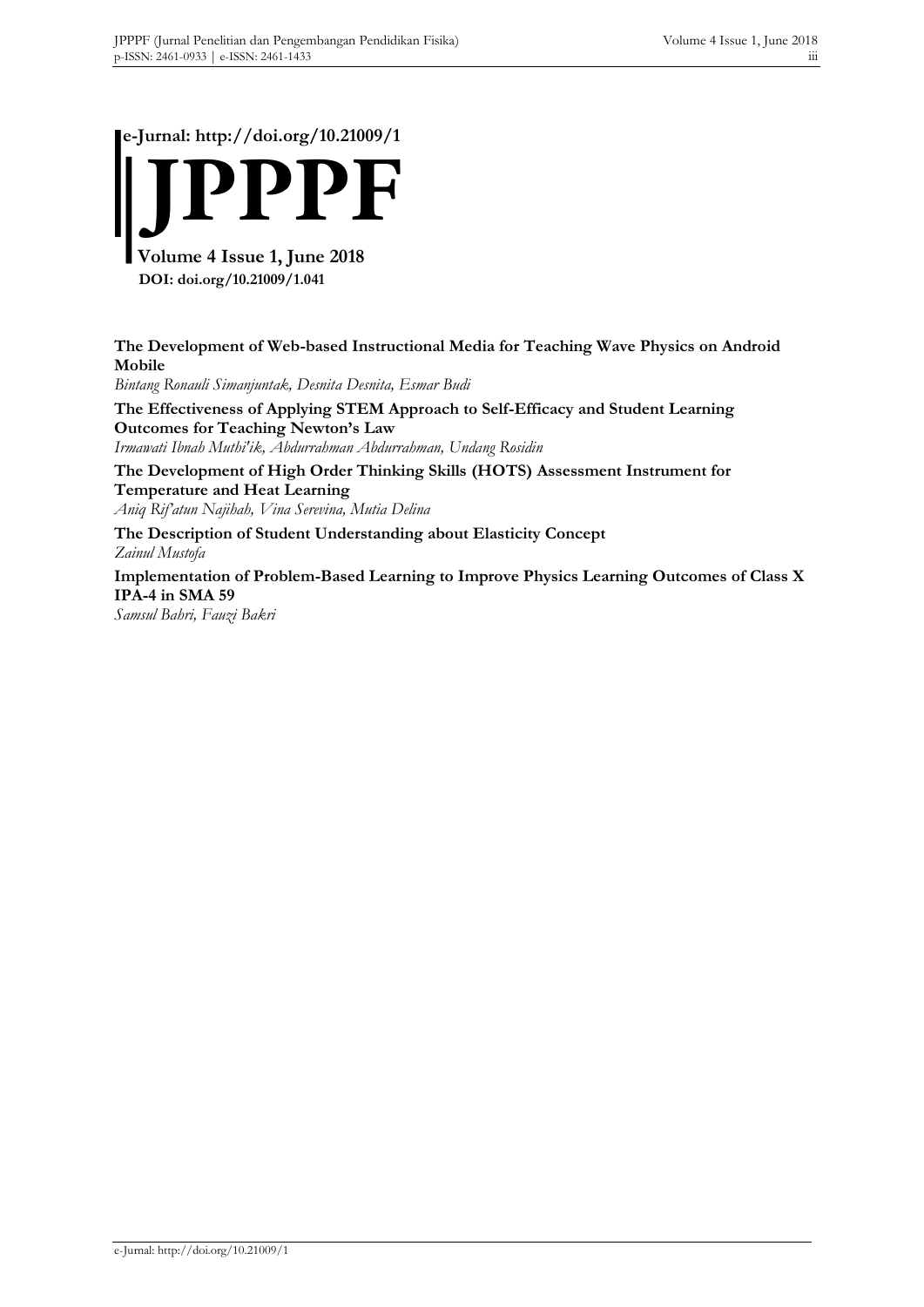**e-Jurnal: http://doi.org/10.21009/1**

# JPPPF

**Volume 4 Issue 1, June 2018**
**DOI: doi.org/10.21009/1.041**

**The Development of Web-based Instructional Media for Teaching Wave Physics on Android Mobile**
*Bintang Ronauli Simanjuntak, Desnita Desnita, Esmar Budi*

**The Effectiveness of Applying STEM Approach to Self-Efficacy and Student Learning Outcomes for Teaching Newton's Law**
*Irmawati Ibnah Muthi'ik, Abdurrahman Abdurrahman, Undang Rosidin*

**The Development of High Order Thinking Skills (HOTS) Assessment Instrument for Temperature and Heat Learning**
*Aniq Rif'atun Najihah, Vina Serevina, Mutia Delina*

**The Description of Student Understanding about Elasticity Concept**
*Zainul Mustofa*

**Implementation of Problem-Based Learning to Improve Physics Learning Outcomes of Class X IPA-4 in SMA 59**
*Samsul Bahri, Fauzi Bakri*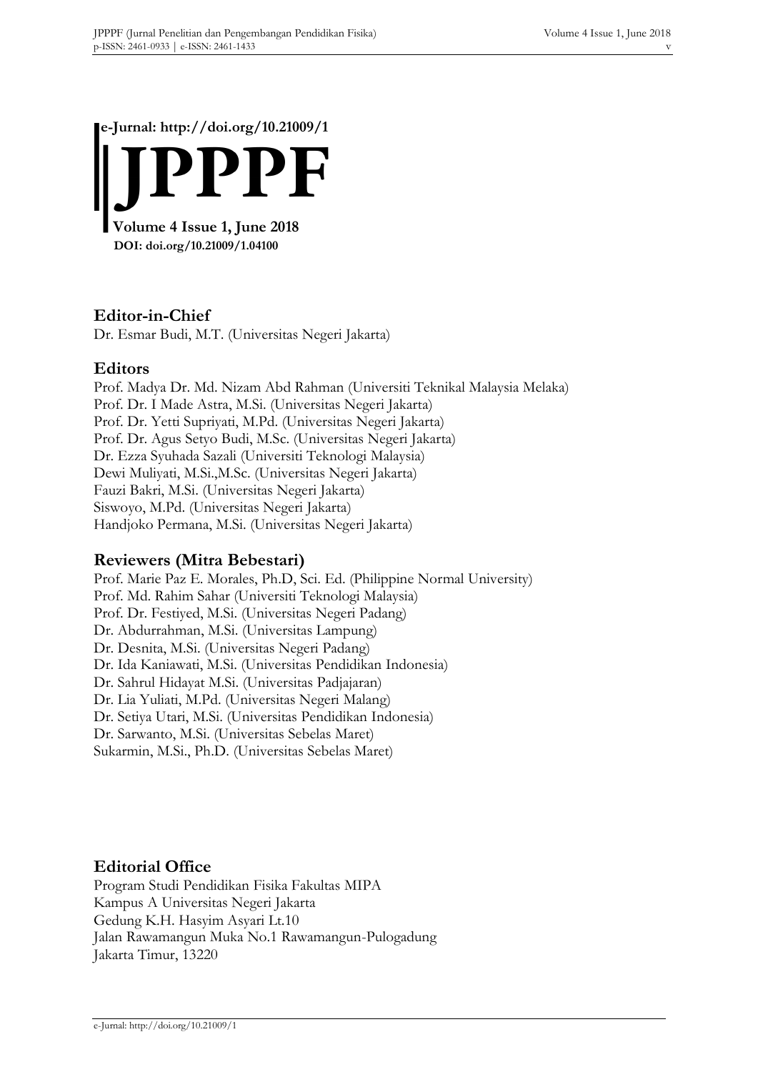**e-Jurnal: http://doi.org/10.21009/1**

# JPPPF

**Volume 4 Issue 1, June 2018**

**DOI: doi.org/10.21009/1.04100**

## Editor-in-Chief

Dr. Esmar Budi, M.T. (Universitas Negeri Jakarta)

## Editors

Prof. Madya Dr. Md. Nizam Abd Rahman (Universiti Teknikal Malaysia Melaka)
Prof. Dr. I Made Astra, M.Si. (Universitas Negeri Jakarta)
Prof. Dr. Yetti Supriyati, M.Pd. (Universitas Negeri Jakarta)
Prof. Dr. Agus Setyo Budi, M.Sc. (Universitas Negeri Jakarta)
Dr. Ezza Syuhada Sazali (Universiti Teknologi Malaysia)
Dewi Muliyati, M.Si.,M.Sc. (Universitas Negeri Jakarta)
Fauzi Bakri, M.Si. (Universitas Negeri Jakarta)
Siswoyo, M.Pd. (Universitas Negeri Jakarta)
Handjoko Permana, M.Si. (Universitas Negeri Jakarta)

## Reviewers (Mitra Bebestari)

Prof. Marie Paz E. Morales, Ph.D, Sci. Ed. (Philippine Normal University)
Prof. Md. Rahim Sahar (Universiti Teknologi Malaysia)
Prof. Dr. Festiyed, M.Si. (Universitas Negeri Padang)
Dr. Abdurrahman, M.Si. (Universitas Lampung)
Dr. Desnita, M.Si. (Universitas Negeri Padang)
Dr. Ida Kaniawati, M.Si. (Universitas Pendidikan Indonesia)
Dr. Sahrul Hidayat M.Si. (Universitas Padjajaran)
Dr. Lia Yuliati, M.Pd. (Universitas Negeri Malang)
Dr. Setiya Utari, M.Si. (Universitas Pendidikan Indonesia)
Dr. Sarwanto, M.Si. (Universitas Sebelas Maret)
Sukarmin, M.Si., Ph.D. (Universitas Sebelas Maret)

## Editorial Office

Program Studi Pendidikan Fisika Fakultas MIPA
Kampus A Universitas Negeri Jakarta
Gedung K.H. Hasyim Asyari Lt.10
Jalan Rawamangun Muka No.1 Rawamangun-Pulogadung
Jakarta Timur, 13220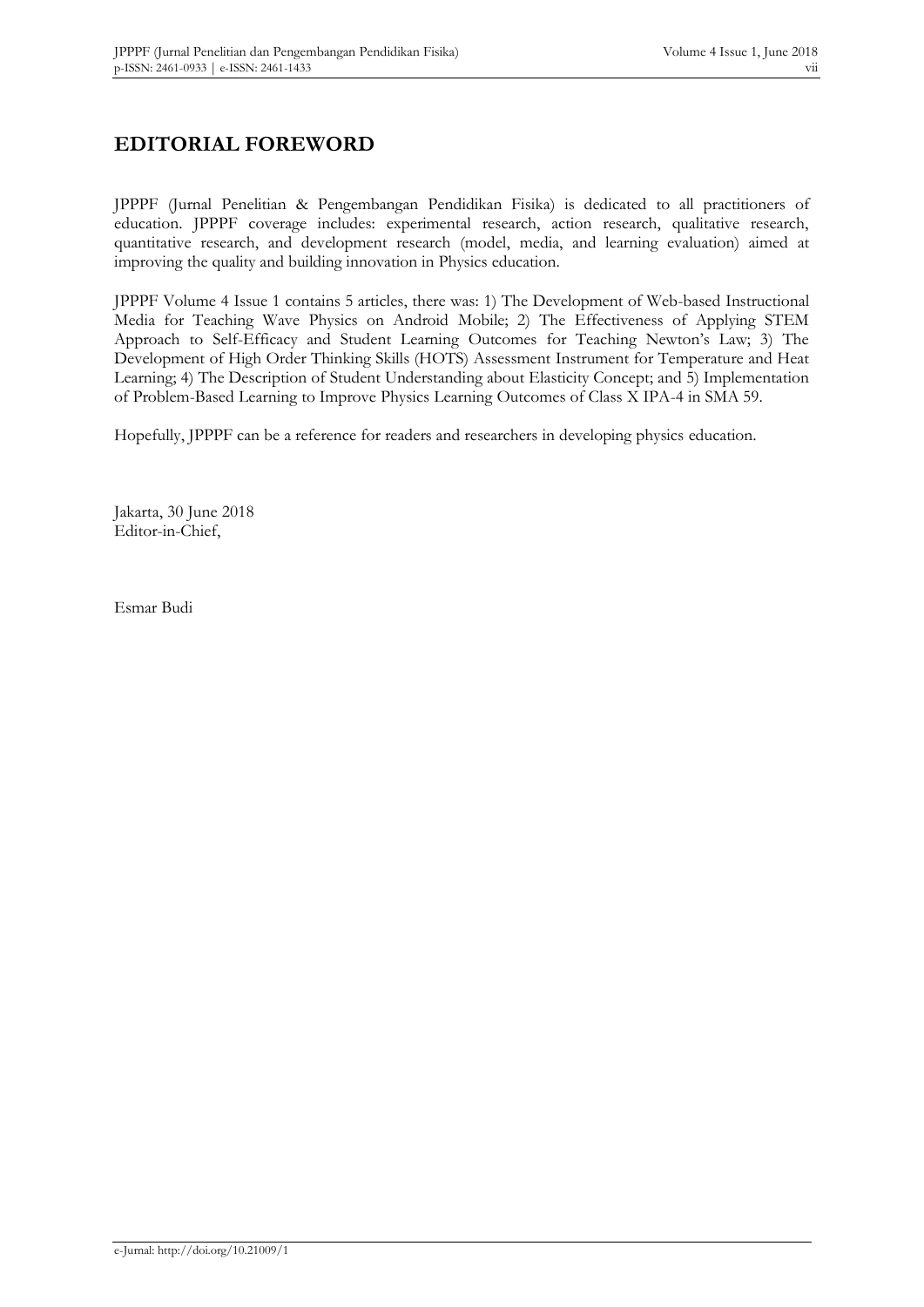# EDITORIAL FOREWORD

JPPPF (Jurnal Penelitian & Pengembangan Pendidikan Fisika) is dedicated to all practitioners of education. JPPPF coverage includes: experimental research, action research, qualitative research, quantitative research, and development research (model, media, and learning evaluation) aimed at improving the quality and building innovation in Physics education.

JPPPF Volume 4 Issue 1 contains 5 articles, there was: 1) The Development of Web-based Instructional Media for Teaching Wave Physics on Android Mobile; 2) The Effectiveness of Applying STEM Approach to Self-Efficacy and Student Learning Outcomes for Teaching Newton's Law; 3) The Development of High Order Thinking Skills (HOTS) Assessment Instrument for Temperature and Heat Learning; 4) The Description of Student Understanding about Elasticity Concept; and 5) Implementation of Problem-Based Learning to Improve Physics Learning Outcomes of Class X IPA-4 in SMA 59.

Hopefully, JPPPF can be a reference for readers and researchers in developing physics education.

Jakarta, 30 June 2018
Editor-in-Chief,

Esmar Budi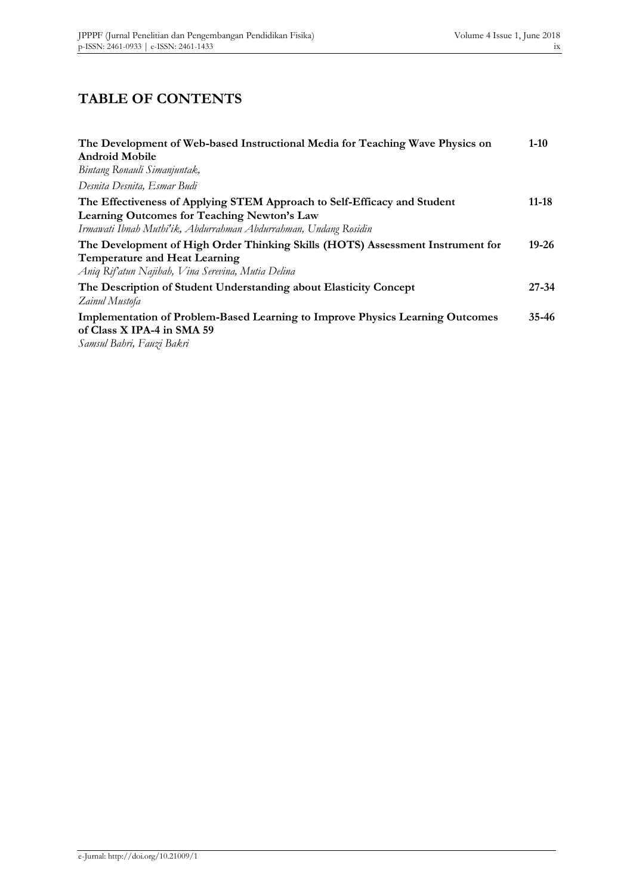# TABLE OF CONTENTS

**The Development of Web-based Instructional Media for Teaching Wave Physics on Android Mobile** **1-10**
*Bintang Ronauli Simanjuntak,*
*Desnita Desnita, Esmar Budi*

**The Effectiveness of Applying STEM Approach to Self-Efficacy and Student Learning Outcomes for Teaching Newton's Law** **11-18**
*Irmawati Ibnah Muthi'ik, Abdurrahman Abdurrahman, Undang Rosidin*

**The Development of High Order Thinking Skills (HOTS) Assessment Instrument for Temperature and Heat Learning** **19-26**
*Aniq Rif'atun Najihah, Vina Serevina, Mutia Delina*

**The Description of Student Understanding about Elasticity Concept** **27-34**
*Zainul Mustofa*

**Implementation of Problem-Based Learning to Improve Physics Learning Outcomes of Class X IPA-4 in SMA 59** **35-46**
*Samsul Bahri, Fauzi Bakri*

e-Jurnal: http://doi.org/10.21009/1